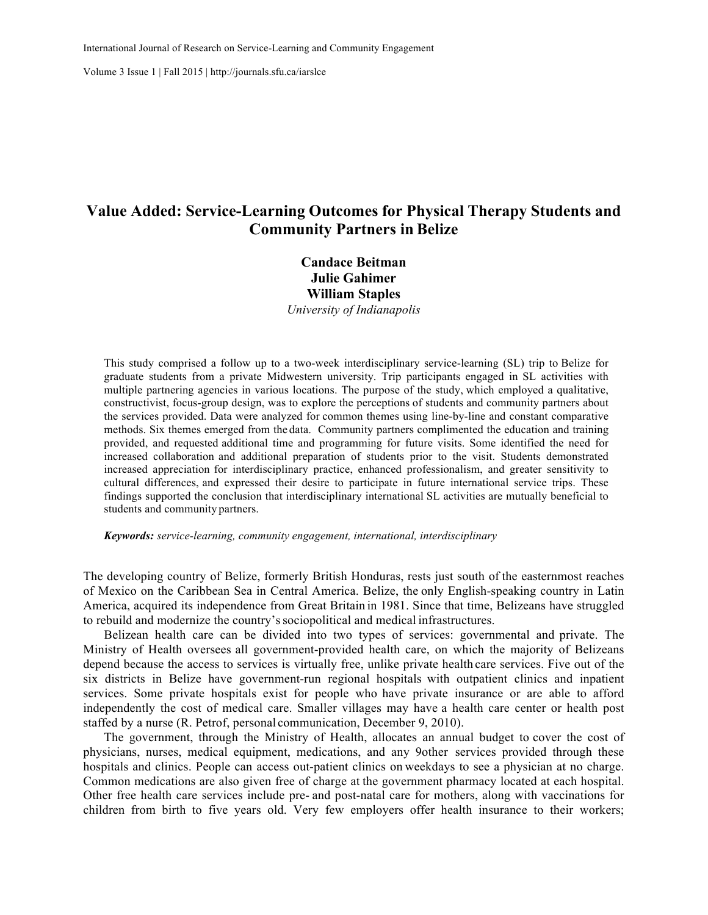# Value Added: Service-Learning Outcomes for Physical Therapy Students and Community Partners in Belize

**Candace Beitman**
**Julie Gahimer**
**William Staples**
*University of Indianapolis*

This study comprised a follow up to a two-week interdisciplinary service-learning (SL) trip to Belize for graduate students from a private Midwestern university. Trip participants engaged in SL activities with multiple partnering agencies in various locations. The purpose of the study, which employed a qualitative, constructivist, focus-group design, was to explore the perceptions of students and community partners about the services provided. Data were analyzed for common themes using line-by-line and constant comparative methods. Six themes emerged from the data. Community partners complimented the education and training provided, and requested additional time and programming for future visits. Some identified the need for increased collaboration and additional preparation of students prior to the visit. Students demonstrated increased appreciation for interdisciplinary practice, enhanced professionalism, and greater sensitivity to cultural differences, and expressed their desire to participate in future international service trips. These findings supported the conclusion that interdisciplinary international SL activities are mutually beneficial to students and community partners.

***Keywords:*** *service-learning, community engagement, international, interdisciplinary*

The developing country of Belize, formerly British Honduras, rests just south of the easternmost reaches of Mexico on the Caribbean Sea in Central America. Belize, the only English-speaking country in Latin America, acquired its independence from Great Britain in 1981. Since that time, Belizeans have struggled to rebuild and modernize the country's sociopolitical and medical infrastructures.

Belizean health care can be divided into two types of services: governmental and private. The Ministry of Health oversees all government-provided health care, on which the majority of Belizeans depend because the access to services is virtually free, unlike private health care services. Five out of the six districts in Belize have government-run regional hospitals with outpatient clinics and inpatient services. Some private hospitals exist for people who have private insurance or are able to afford independently the cost of medical care. Smaller villages may have a health care center or health post staffed by a nurse (R. Petrof, personal communication, December 9, 2010).

The government, through the Ministry of Health, allocates an annual budget to cover the cost of physicians, nurses, medical equipment, medications, and any 9other services provided through these hospitals and clinics. People can access out-patient clinics on weekdays to see a physician at no charge. Common medications are also given free of charge at the government pharmacy located at each hospital. Other free health care services include pre- and post-natal care for mothers, along with vaccinations for children from birth to five years old. Very few employers offer health insurance to their workers;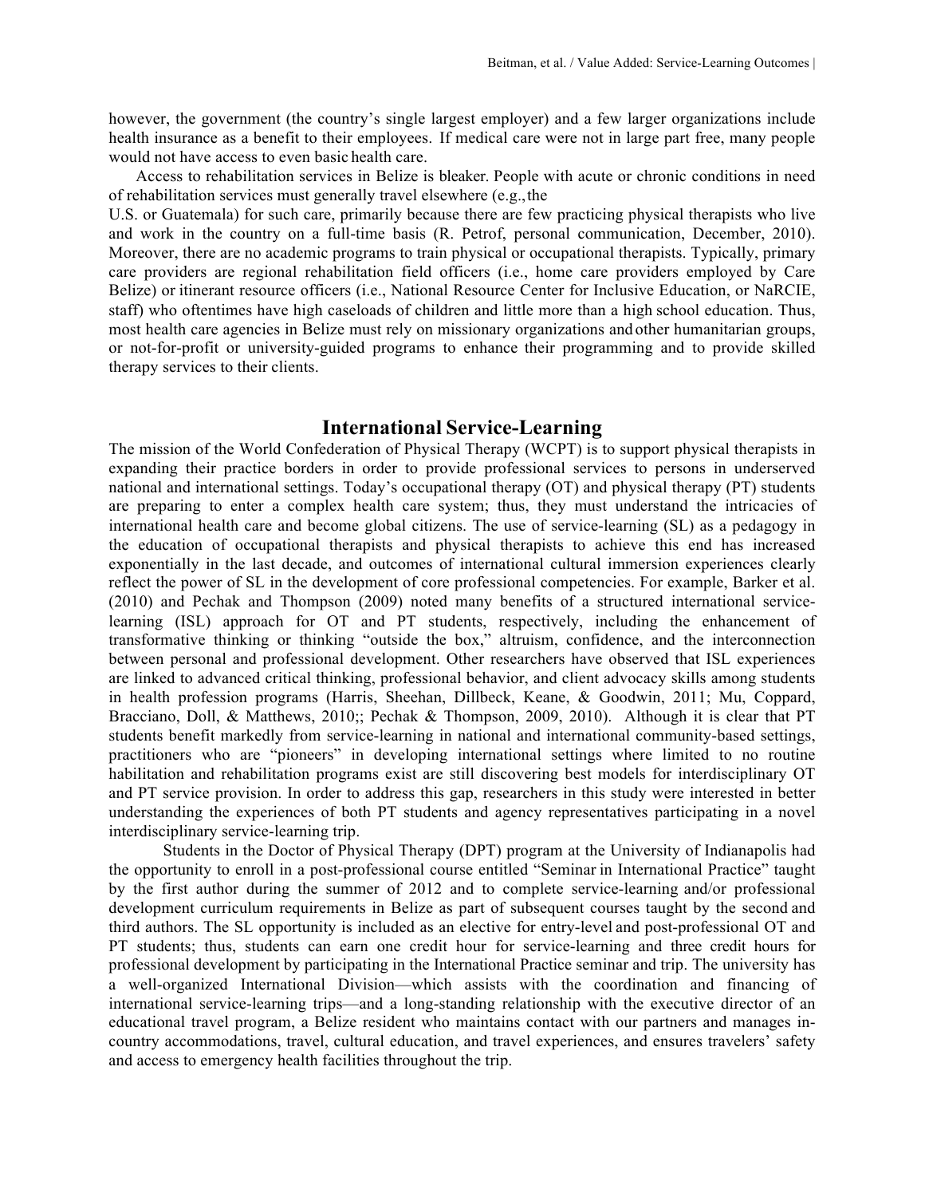however, the government (the country's single largest employer) and a few larger organizations include health insurance as a benefit to their employees. If medical care were not in large part free, many people would not have access to even basic health care.

Access to rehabilitation services in Belize is bleaker. People with acute or chronic conditions in need of rehabilitation services must generally travel elsewhere (e.g., the U.S. or Guatemala) for such care, primarily because there are few practicing physical therapists who live and work in the country on a full-time basis (R. Petrof, personal communication, December, 2010). Moreover, there are no academic programs to train physical or occupational therapists. Typically, primary care providers are regional rehabilitation field officers (i.e., home care providers employed by Care Belize) or itinerant resource officers (i.e., National Resource Center for Inclusive Education, or NaRCIE, staff) who oftentimes have high caseloads of children and little more than a high school education. Thus, most health care agencies in Belize must rely on missionary organizations and other humanitarian groups, or not-for-profit or university-guided programs to enhance their programming and to provide skilled therapy services to their clients.

## International Service-Learning

The mission of the World Confederation of Physical Therapy (WCPT) is to support physical therapists in expanding their practice borders in order to provide professional services to persons in underserved national and international settings. Today's occupational therapy (OT) and physical therapy (PT) students are preparing to enter a complex health care system; thus, they must understand the intricacies of international health care and become global citizens. The use of service-learning (SL) as a pedagogy in the education of occupational therapists and physical therapists to achieve this end has increased exponentially in the last decade, and outcomes of international cultural immersion experiences clearly reflect the power of SL in the development of core professional competencies. For example, Barker et al. (2010) and Pechak and Thompson (2009) noted many benefits of a structured international service-learning (ISL) approach for OT and PT students, respectively, including the enhancement of transformative thinking or thinking "outside the box," altruism, confidence, and the interconnection between personal and professional development. Other researchers have observed that ISL experiences are linked to advanced critical thinking, professional behavior, and client advocacy skills among students in health profession programs (Harris, Sheehan, Dillbeck, Keane, & Goodwin, 2011; Mu, Coppard, Bracciano, Doll, & Matthews, 2010;; Pechak & Thompson, 2009, 2010). Although it is clear that PT students benefit markedly from service-learning in national and international community-based settings, practitioners who are "pioneers" in developing international settings where limited to no routine habilitation and rehabilitation programs exist are still discovering best models for interdisciplinary OT and PT service provision. In order to address this gap, researchers in this study were interested in better understanding the experiences of both PT students and agency representatives participating in a novel interdisciplinary service-learning trip.

Students in the Doctor of Physical Therapy (DPT) program at the University of Indianapolis had the opportunity to enroll in a post-professional course entitled "Seminar in International Practice" taught by the first author during the summer of 2012 and to complete service-learning and/or professional development curriculum requirements in Belize as part of subsequent courses taught by the second and third authors. The SL opportunity is included as an elective for entry-level and post-professional OT and PT students; thus, students can earn one credit hour for service-learning and three credit hours for professional development by participating in the International Practice seminar and trip. The university has a well-organized International Division—which assists with the coordination and financing of international service-learning trips—and a long-standing relationship with the executive director of an educational travel program, a Belize resident who maintains contact with our partners and manages in-country accommodations, travel, cultural education, and travel experiences, and ensures travelers' safety and access to emergency health facilities throughout the trip.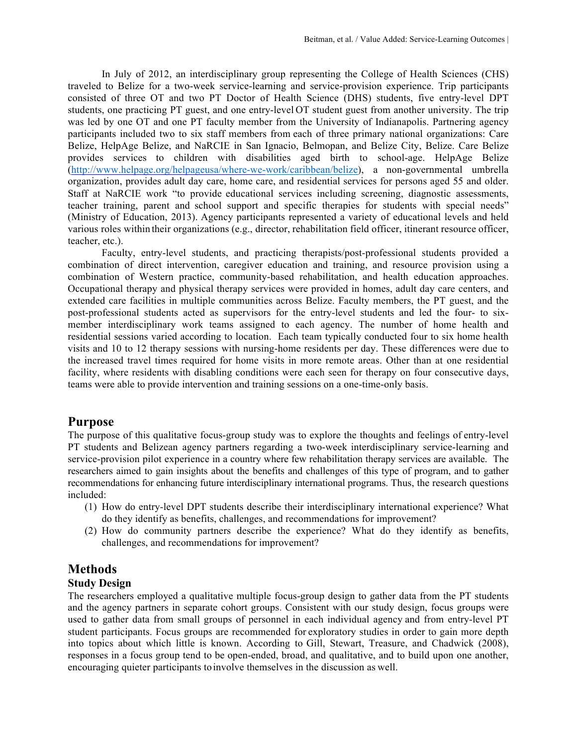In July of 2012, an interdisciplinary group representing the College of Health Sciences (CHS) traveled to Belize for a two-week service-learning and service-provision experience. Trip participants consisted of three OT and two PT Doctor of Health Science (DHS) students, five entry-level DPT students, one practicing PT guest, and one entry-level OT student guest from another university. The trip was led by one OT and one PT faculty member from the University of Indianapolis. Partnering agency participants included two to six staff members from each of three primary national organizations: Care Belize, HelpAge Belize, and NaRCIE in San Ignacio, Belmopan, and Belize City, Belize. Care Belize provides services to children with disabilities aged birth to school-age. HelpAge Belize (http://www.helpage.org/helpageusa/where-we-work/caribbean/belize), a non-governmental umbrella organization, provides adult day care, home care, and residential services for persons aged 55 and older. Staff at NaRCIE work "to provide educational services including screening, diagnostic assessments, teacher training, parent and school support and specific therapies for students with special needs" (Ministry of Education, 2013). Agency participants represented a variety of educational levels and held various roles within their organizations (e.g., director, rehabilitation field officer, itinerant resource officer, teacher, etc.).

Faculty, entry-level students, and practicing therapists/post-professional students provided a combination of direct intervention, caregiver education and training, and resource provision using a combination of Western practice, community-based rehabilitation, and health education approaches. Occupational therapy and physical therapy services were provided in homes, adult day care centers, and extended care facilities in multiple communities across Belize. Faculty members, the PT guest, and the post-professional students acted as supervisors for the entry-level students and led the four- to six-member interdisciplinary work teams assigned to each agency. The number of home health and residential sessions varied according to location. Each team typically conducted four to six home health visits and 10 to 12 therapy sessions with nursing-home residents per day. These differences were due to the increased travel times required for home visits in more remote areas. Other than at one residential facility, where residents with disabling conditions were each seen for therapy on four consecutive days, teams were able to provide intervention and training sessions on a one-time-only basis.

## Purpose

The purpose of this qualitative focus-group study was to explore the thoughts and feelings of entry-level PT students and Belizean agency partners regarding a two-week interdisciplinary service-learning and service-provision pilot experience in a country where few rehabilitation therapy services are available. The researchers aimed to gain insights about the benefits and challenges of this type of program, and to gather recommendations for enhancing future interdisciplinary international programs. Thus, the research questions included:

(1) How do entry-level DPT students describe their interdisciplinary international experience? What do they identify as benefits, challenges, and recommendations for improvement?
(2) How do community partners describe the experience? What do they identify as benefits, challenges, and recommendations for improvement?

## Methods

### Study Design

The researchers employed a qualitative multiple focus-group design to gather data from the PT students and the agency partners in separate cohort groups. Consistent with our study design, focus groups were used to gather data from small groups of personnel in each individual agency and from entry-level PT student participants. Focus groups are recommended for exploratory studies in order to gain more depth into topics about which little is known. According to Gill, Stewart, Treasure, and Chadwick (2008), responses in a focus group tend to be open-ended, broad, and qualitative, and to build upon one another, encouraging quieter participants to involve themselves in the discussion as well.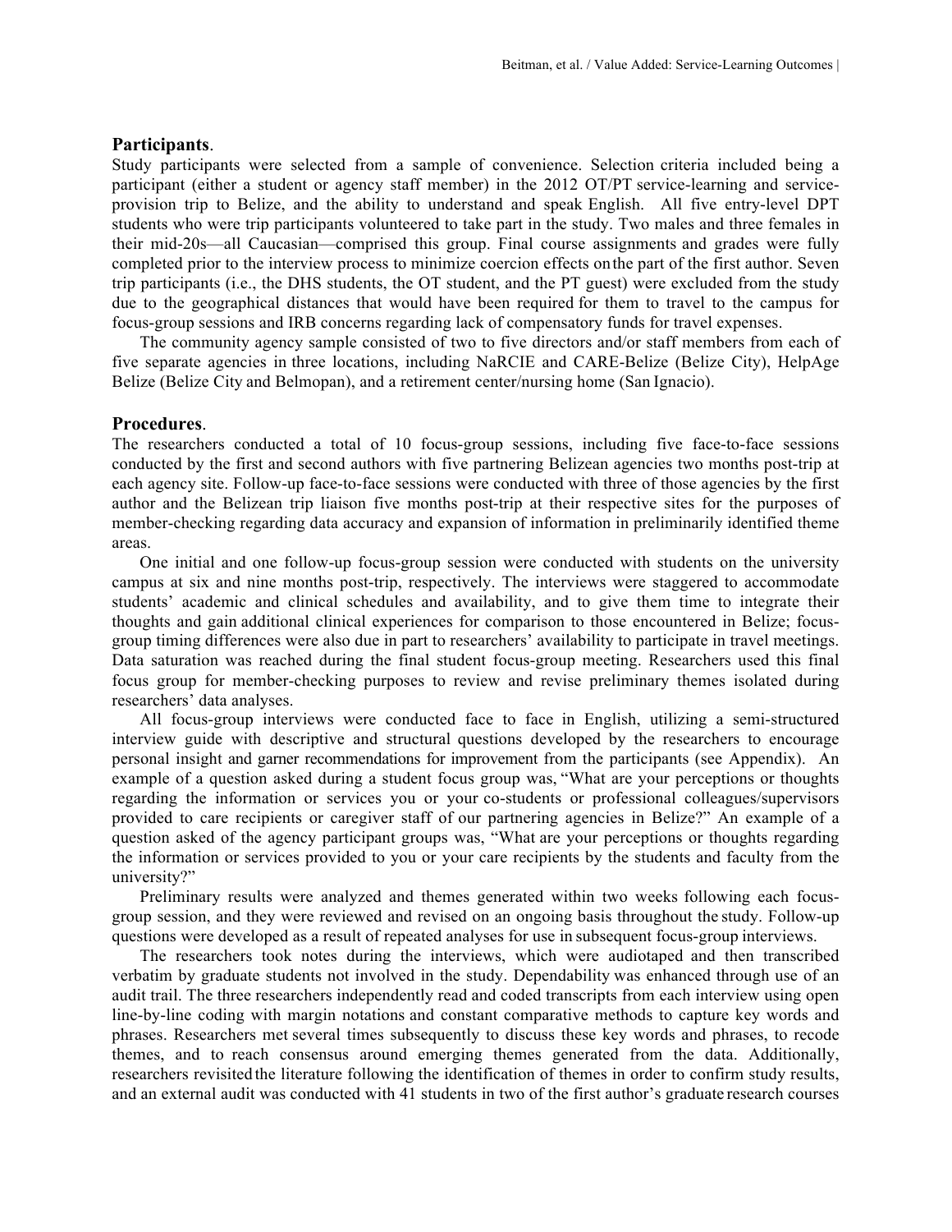**Participants**.

Study participants were selected from a sample of convenience. Selection criteria included being a participant (either a student or agency staff member) in the 2012 OT/PT service-learning and service-provision trip to Belize, and the ability to understand and speak English. All five entry-level DPT students who were trip participants volunteered to take part in the study. Two males and three females in their mid-20s—all Caucasian—comprised this group. Final course assignments and grades were fully completed prior to the interview process to minimize coercion effects on the part of the first author. Seven trip participants (i.e., the DHS students, the OT student, and the PT guest) were excluded from the study due to the geographical distances that would have been required for them to travel to the campus for focus-group sessions and IRB concerns regarding lack of compensatory funds for travel expenses.

The community agency sample consisted of two to five directors and/or staff members from each of five separate agencies in three locations, including NaRCIE and CARE-Belize (Belize City), HelpAge Belize (Belize City and Belmopan), and a retirement center/nursing home (San Ignacio).

**Procedures**.

The researchers conducted a total of 10 focus-group sessions, including five face-to-face sessions conducted by the first and second authors with five partnering Belizean agencies two months post-trip at each agency site. Follow-up face-to-face sessions were conducted with three of those agencies by the first author and the Belizean trip liaison five months post-trip at their respective sites for the purposes of member-checking regarding data accuracy and expansion of information in preliminarily identified theme areas.

One initial and one follow-up focus-group session were conducted with students on the university campus at six and nine months post-trip, respectively. The interviews were staggered to accommodate students' academic and clinical schedules and availability, and to give them time to integrate their thoughts and gain additional clinical experiences for comparison to those encountered in Belize; focus-group timing differences were also due in part to researchers' availability to participate in travel meetings. Data saturation was reached during the final student focus-group meeting. Researchers used this final focus group for member-checking purposes to review and revise preliminary themes isolated during researchers' data analyses.

All focus-group interviews were conducted face to face in English, utilizing a semi-structured interview guide with descriptive and structural questions developed by the researchers to encourage personal insight and garner recommendations for improvement from the participants (see Appendix). An example of a question asked during a student focus group was, "What are your perceptions or thoughts regarding the information or services you or your co-students or professional colleagues/supervisors provided to care recipients or caregiver staff of our partnering agencies in Belize?" An example of a question asked of the agency participant groups was, "What are your perceptions or thoughts regarding the information or services provided to you or your care recipients by the students and faculty from the university?"

Preliminary results were analyzed and themes generated within two weeks following each focus-group session, and they were reviewed and revised on an ongoing basis throughout the study. Follow-up questions were developed as a result of repeated analyses for use in subsequent focus-group interviews.

The researchers took notes during the interviews, which were audiotaped and then transcribed verbatim by graduate students not involved in the study. Dependability was enhanced through use of an audit trail. The three researchers independently read and coded transcripts from each interview using open line-by-line coding with margin notations and constant comparative methods to capture key words and phrases. Researchers met several times subsequently to discuss these key words and phrases, to recode themes, and to reach consensus around emerging themes generated from the data. Additionally, researchers revisited the literature following the identification of themes in order to confirm study results, and an external audit was conducted with 41 students in two of the first author's graduate research courses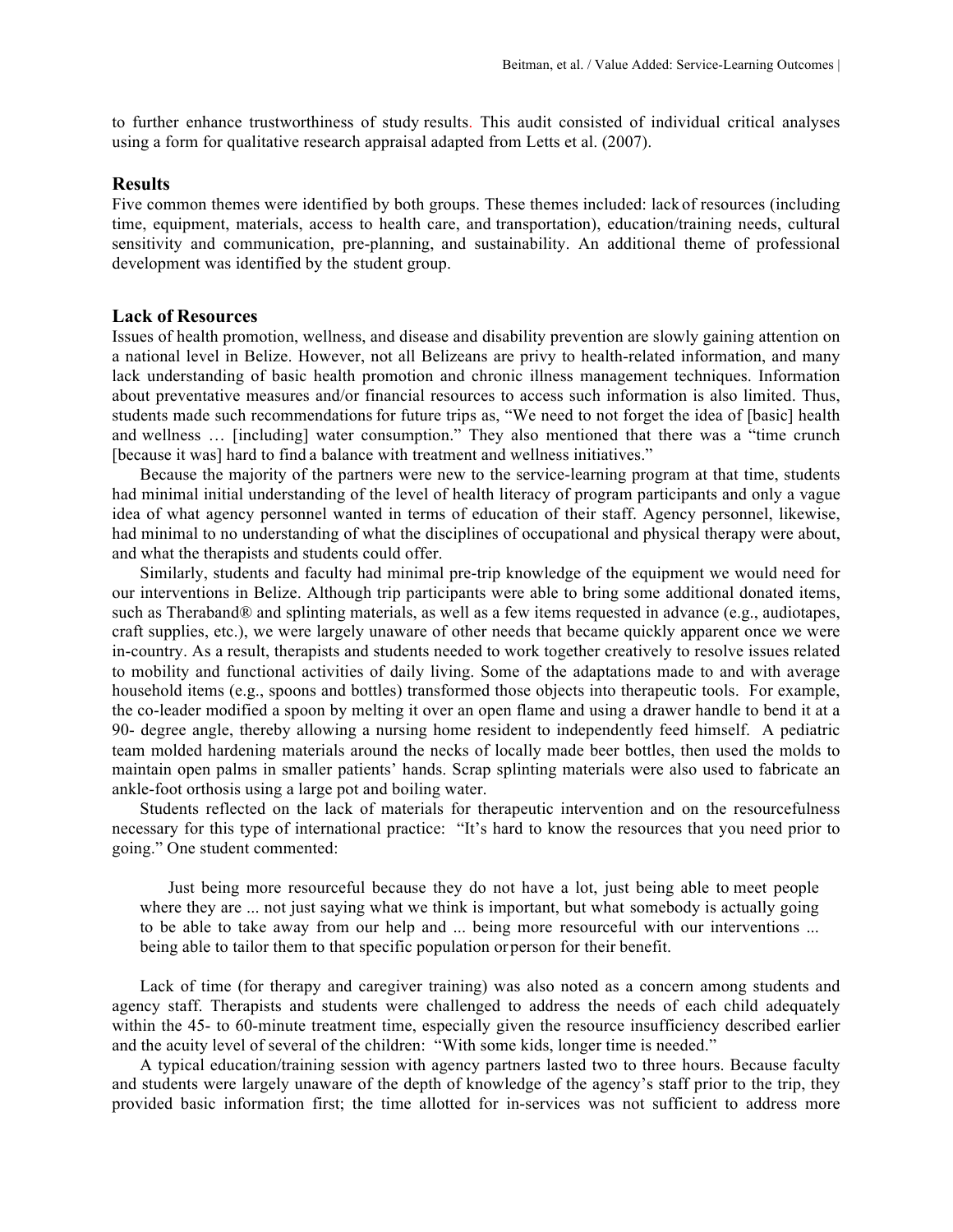to further enhance trustworthiness of study results. This audit consisted of individual critical analyses using a form for qualitative research appraisal adapted from Letts et al. (2007).

## Results

Five common themes were identified by both groups. These themes included: lack of resources (including time, equipment, materials, access to health care, and transportation), education/training needs, cultural sensitivity and communication, pre-planning, and sustainability. An additional theme of professional development was identified by the student group.

## Lack of Resources

Issues of health promotion, wellness, and disease and disability prevention are slowly gaining attention on a national level in Belize. However, not all Belizeans are privy to health-related information, and many lack understanding of basic health promotion and chronic illness management techniques. Information about preventative measures and/or financial resources to access such information is also limited. Thus, students made such recommendations for future trips as, "We need to not forget the idea of [basic] health and wellness … [including] water consumption." They also mentioned that there was a "time crunch [because it was] hard to find a balance with treatment and wellness initiatives."

Because the majority of the partners were new to the service-learning program at that time, students had minimal initial understanding of the level of health literacy of program participants and only a vague idea of what agency personnel wanted in terms of education of their staff. Agency personnel, likewise, had minimal to no understanding of what the disciplines of occupational and physical therapy were about, and what the therapists and students could offer.

Similarly, students and faculty had minimal pre-trip knowledge of the equipment we would need for our interventions in Belize. Although trip participants were able to bring some additional donated items, such as Theraband® and splinting materials, as well as a few items requested in advance (e.g., audiotapes, craft supplies, etc.), we were largely unaware of other needs that became quickly apparent once we were in-country. As a result, therapists and students needed to work together creatively to resolve issues related to mobility and functional activities of daily living. Some of the adaptations made to and with average household items (e.g., spoons and bottles) transformed those objects into therapeutic tools. For example, the co-leader modified a spoon by melting it over an open flame and using a drawer handle to bend it at a 90- degree angle, thereby allowing a nursing home resident to independently feed himself. A pediatric team molded hardening materials around the necks of locally made beer bottles, then used the molds to maintain open palms in smaller patients' hands. Scrap splinting materials were also used to fabricate an ankle-foot orthosis using a large pot and boiling water.

Students reflected on the lack of materials for therapeutic intervention and on the resourcefulness necessary for this type of international practice: "It's hard to know the resources that you need prior to going." One student commented:

> Just being more resourceful because they do not have a lot, just being able to meet people where they are ... not just saying what we think is important, but what somebody is actually going to be able to take away from our help and ... being more resourceful with our interventions ... being able to tailor them to that specific population or person for their benefit.

Lack of time (for therapy and caregiver training) was also noted as a concern among students and agency staff. Therapists and students were challenged to address the needs of each child adequately within the 45- to 60-minute treatment time, especially given the resource insufficiency described earlier and the acuity level of several of the children: "With some kids, longer time is needed."

A typical education/training session with agency partners lasted two to three hours. Because faculty and students were largely unaware of the depth of knowledge of the agency's staff prior to the trip, they provided basic information first; the time allotted for in-services was not sufficient to address more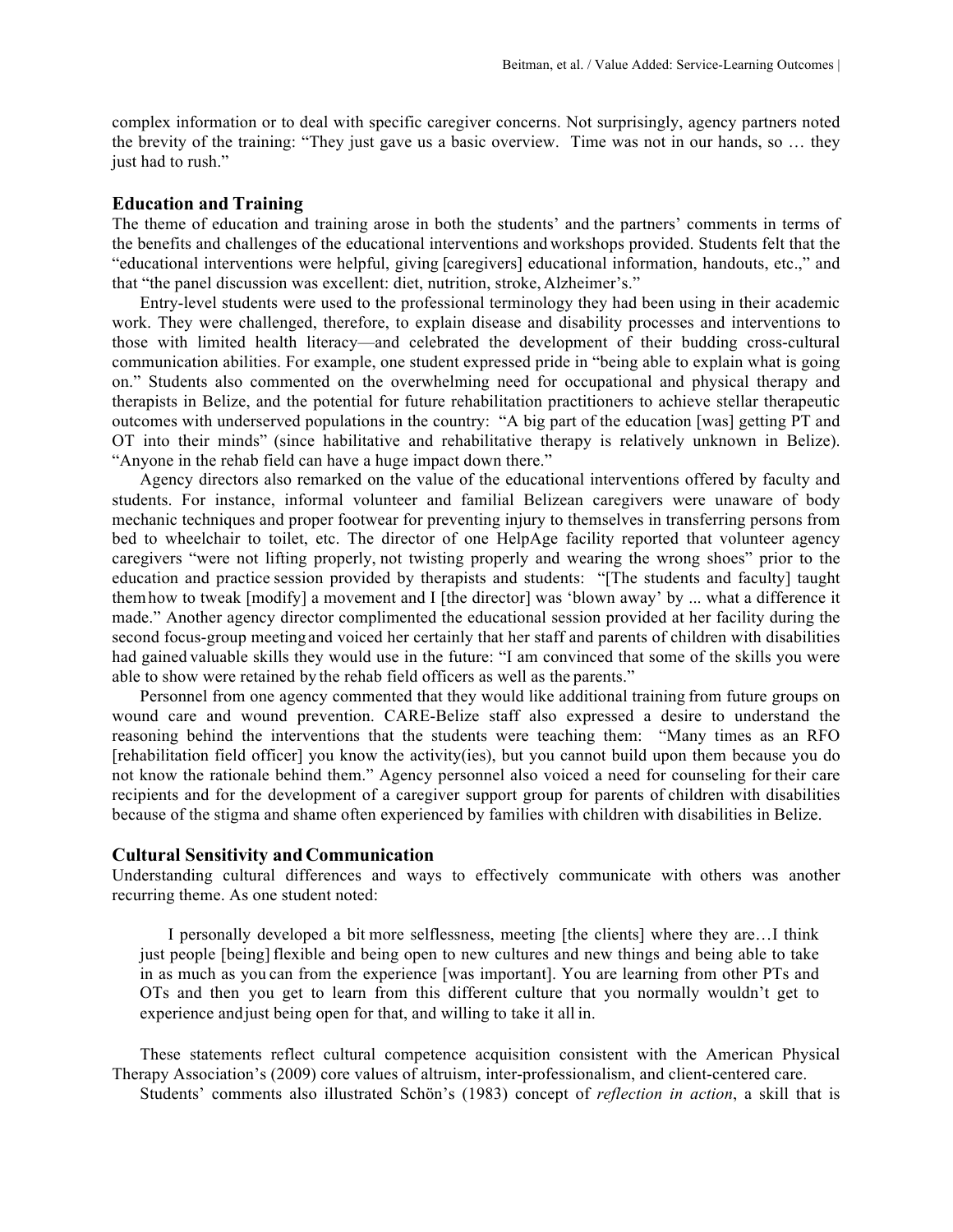complex information or to deal with specific caregiver concerns. Not surprisingly, agency partners noted the brevity of the training: "They just gave us a basic overview. Time was not in our hands, so … they just had to rush."

### Education and Training

The theme of education and training arose in both the students' and the partners' comments in terms of the benefits and challenges of the educational interventions and workshops provided. Students felt that the "educational interventions were helpful, giving [caregivers] educational information, handouts, etc.," and that "the panel discussion was excellent: diet, nutrition, stroke, Alzheimer's."

Entry-level students were used to the professional terminology they had been using in their academic work. They were challenged, therefore, to explain disease and disability processes and interventions to those with limited health literacy—and celebrated the development of their budding cross-cultural communication abilities. For example, one student expressed pride in "being able to explain what is going on." Students also commented on the overwhelming need for occupational and physical therapy and therapists in Belize, and the potential for future rehabilitation practitioners to achieve stellar therapeutic outcomes with underserved populations in the country: "A big part of the education [was] getting PT and OT into their minds" (since habilitative and rehabilitative therapy is relatively unknown in Belize). "Anyone in the rehab field can have a huge impact down there."

Agency directors also remarked on the value of the educational interventions offered by faculty and students. For instance, informal volunteer and familial Belizean caregivers were unaware of body mechanic techniques and proper footwear for preventing injury to themselves in transferring persons from bed to wheelchair to toilet, etc. The director of one HelpAge facility reported that volunteer agency caregivers "were not lifting properly, not twisting properly and wearing the wrong shoes" prior to the education and practice session provided by therapists and students: "[The students and faculty] taught them how to tweak [modify] a movement and I [the director] was 'blown away' by ... what a difference it made." Another agency director complimented the educational session provided at her facility during the second focus-group meeting and voiced her certainly that her staff and parents of children with disabilities had gained valuable skills they would use in the future: "I am convinced that some of the skills you were able to show were retained by the rehab field officers as well as the parents."

Personnel from one agency commented that they would like additional training from future groups on wound care and wound prevention. CARE-Belize staff also expressed a desire to understand the reasoning behind the interventions that the students were teaching them: "Many times as an RFO [rehabilitation field officer] you know the activity(ies), but you cannot build upon them because you do not know the rationale behind them." Agency personnel also voiced a need for counseling for their care recipients and for the development of a caregiver support group for parents of children with disabilities because of the stigma and shame often experienced by families with children with disabilities in Belize.

### Cultural Sensitivity and Communication

Understanding cultural differences and ways to effectively communicate with others was another recurring theme. As one student noted:

> I personally developed a bit more selflessness, meeting [the clients] where they are…I think just people [being] flexible and being open to new cultures and new things and being able to take in as much as you can from the experience [was important]. You are learning from other PTs and OTs and then you get to learn from this different culture that you normally wouldn't get to experience and just being open for that, and willing to take it all in.

These statements reflect cultural competence acquisition consistent with the American Physical Therapy Association's (2009) core values of altruism, inter-professionalism, and client-centered care.

Students' comments also illustrated Schön's (1983) concept of *reflection in action*, a skill that is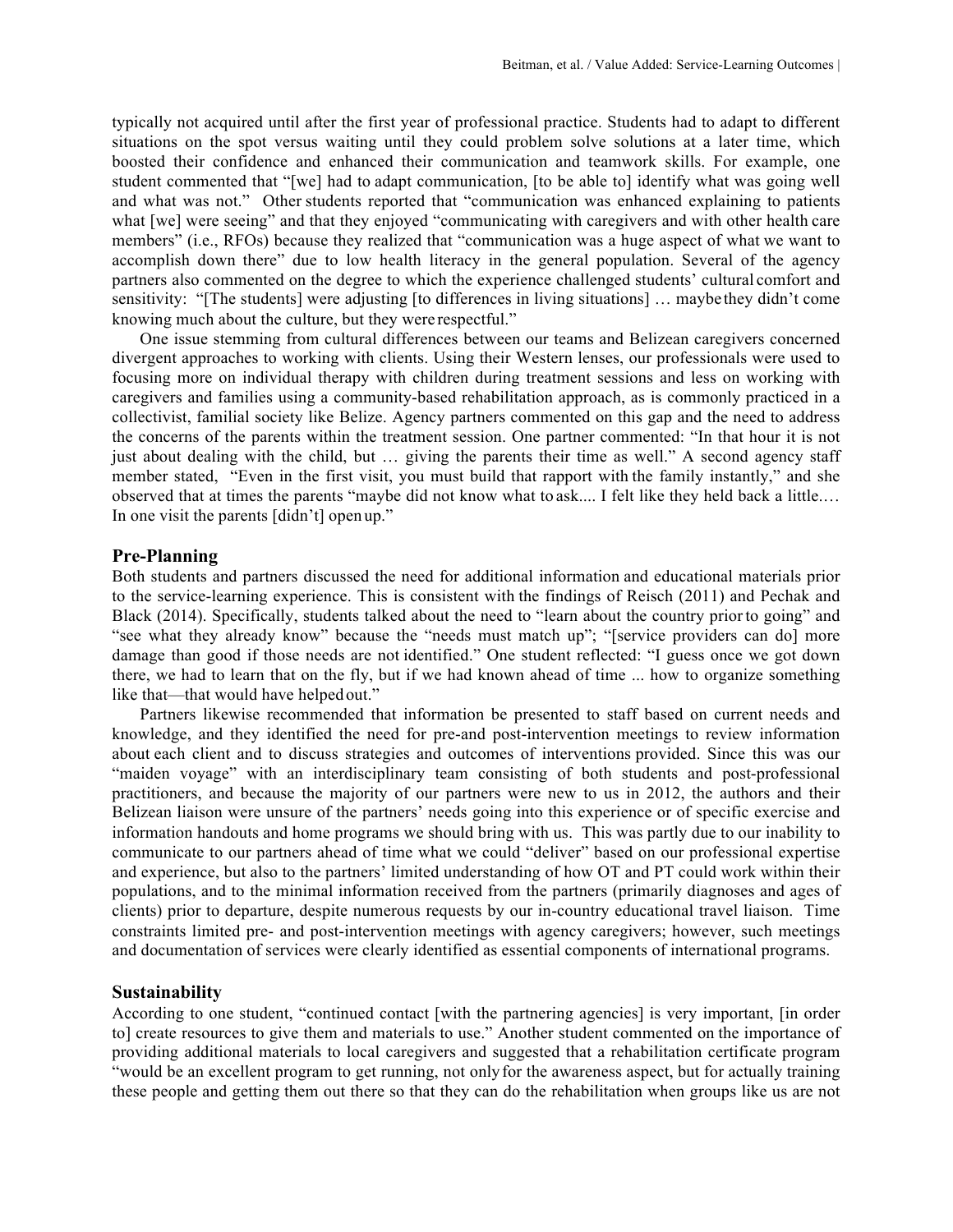typically not acquired until after the first year of professional practice. Students had to adapt to different situations on the spot versus waiting until they could problem solve solutions at a later time, which boosted their confidence and enhanced their communication and teamwork skills. For example, one student commented that "[we] had to adapt communication, [to be able to] identify what was going well and what was not." Other students reported that "communication was enhanced explaining to patients what [we] were seeing" and that they enjoyed "communicating with caregivers and with other health care members" (i.e., RFOs) because they realized that "communication was a huge aspect of what we want to accomplish down there" due to low health literacy in the general population. Several of the agency partners also commented on the degree to which the experience challenged students' cultural comfort and sensitivity: "[The students] were adjusting [to differences in living situations] … maybe they didn't come knowing much about the culture, but they were respectful."

One issue stemming from cultural differences between our teams and Belizean caregivers concerned divergent approaches to working with clients. Using their Western lenses, our professionals were used to focusing more on individual therapy with children during treatment sessions and less on working with caregivers and families using a community-based rehabilitation approach, as is commonly practiced in a collectivist, familial society like Belize. Agency partners commented on this gap and the need to address the concerns of the parents within the treatment session. One partner commented: "In that hour it is not just about dealing with the child, but … giving the parents their time as well." A second agency staff member stated, "Even in the first visit, you must build that rapport with the family instantly," and she observed that at times the parents "maybe did not know what to ask.... I felt like they held back a little.… In one visit the parents [didn't] open up."

## Pre-Planning

Both students and partners discussed the need for additional information and educational materials prior to the service-learning experience. This is consistent with the findings of Reisch (2011) and Pechak and Black (2014). Specifically, students talked about the need to "learn about the country prior to going" and "see what they already know" because the "needs must match up"; "[service providers can do] more damage than good if those needs are not identified." One student reflected: "I guess once we got down there, we had to learn that on the fly, but if we had known ahead of time ... how to organize something like that—that would have helped out."

Partners likewise recommended that information be presented to staff based on current needs and knowledge, and they identified the need for pre-and post-intervention meetings to review information about each client and to discuss strategies and outcomes of interventions provided. Since this was our "maiden voyage" with an interdisciplinary team consisting of both students and post-professional practitioners, and because the majority of our partners were new to us in 2012, the authors and their Belizean liaison were unsure of the partners' needs going into this experience or of specific exercise and information handouts and home programs we should bring with us. This was partly due to our inability to communicate to our partners ahead of time what we could "deliver" based on our professional expertise and experience, but also to the partners' limited understanding of how OT and PT could work within their populations, and to the minimal information received from the partners (primarily diagnoses and ages of clients) prior to departure, despite numerous requests by our in-country educational travel liaison. Time constraints limited pre- and post-intervention meetings with agency caregivers; however, such meetings and documentation of services were clearly identified as essential components of international programs.

## Sustainability

According to one student, "continued contact [with the partnering agencies] is very important, [in order to] create resources to give them and materials to use." Another student commented on the importance of providing additional materials to local caregivers and suggested that a rehabilitation certificate program "would be an excellent program to get running, not only for the awareness aspect, but for actually training these people and getting them out there so that they can do the rehabilitation when groups like us are not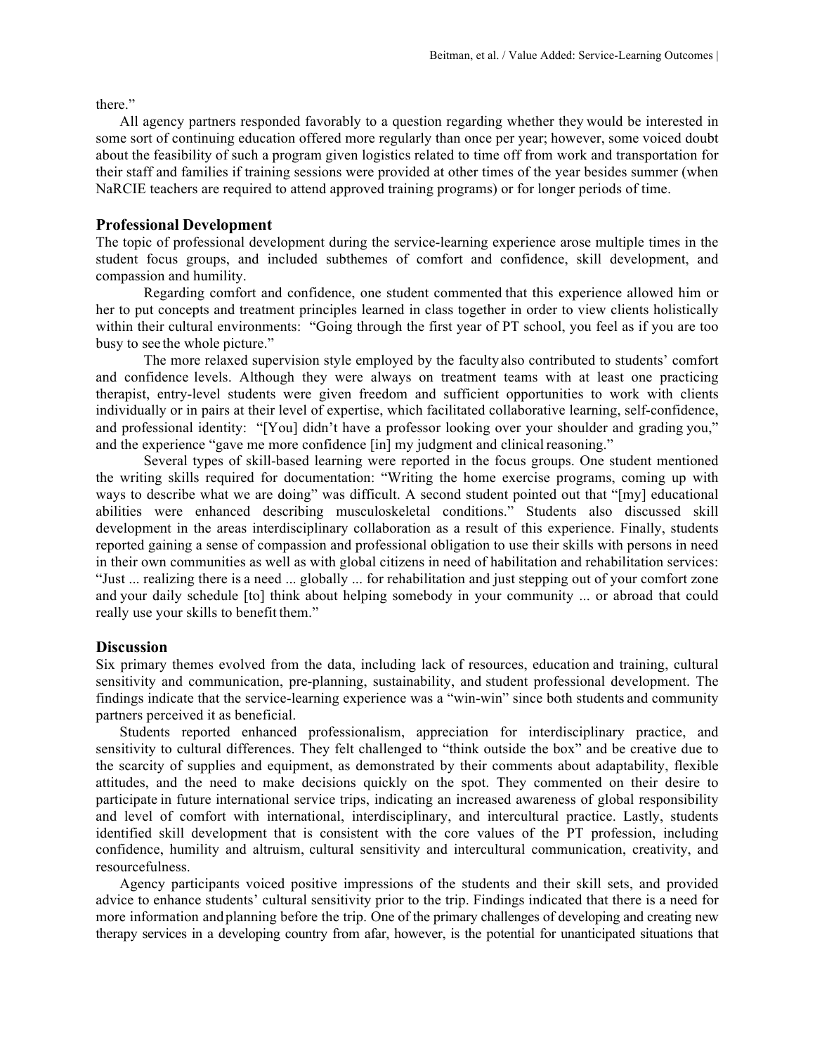there."

All agency partners responded favorably to a question regarding whether they would be interested in some sort of continuing education offered more regularly than once per year; however, some voiced doubt about the feasibility of such a program given logistics related to time off from work and transportation for their staff and families if training sessions were provided at other times of the year besides summer (when NaRCIE teachers are required to attend approved training programs) or for longer periods of time.

### Professional Development

The topic of professional development during the service-learning experience arose multiple times in the student focus groups, and included subthemes of comfort and confidence, skill development, and compassion and humility.

Regarding comfort and confidence, one student commented that this experience allowed him or her to put concepts and treatment principles learned in class together in order to view clients holistically within their cultural environments: "Going through the first year of PT school, you feel as if you are too busy to see the whole picture."

The more relaxed supervision style employed by the faculty also contributed to students' comfort and confidence levels. Although they were always on treatment teams with at least one practicing therapist, entry-level students were given freedom and sufficient opportunities to work with clients individually or in pairs at their level of expertise, which facilitated collaborative learning, self-confidence, and professional identity: "[You] didn't have a professor looking over your shoulder and grading you," and the experience "gave me more confidence [in] my judgment and clinical reasoning."

Several types of skill-based learning were reported in the focus groups. One student mentioned the writing skills required for documentation: "Writing the home exercise programs, coming up with ways to describe what we are doing" was difficult. A second student pointed out that "[my] educational abilities were enhanced describing musculoskeletal conditions." Students also discussed skill development in the areas interdisciplinary collaboration as a result of this experience. Finally, students reported gaining a sense of compassion and professional obligation to use their skills with persons in need in their own communities as well as with global citizens in need of habilitation and rehabilitation services: "Just ... realizing there is a need ... globally ... for rehabilitation and just stepping out of your comfort zone and your daily schedule [to] think about helping somebody in your community ... or abroad that could really use your skills to benefit them."

### Discussion

Six primary themes evolved from the data, including lack of resources, education and training, cultural sensitivity and communication, pre-planning, sustainability, and student professional development. The findings indicate that the service-learning experience was a "win-win" since both students and community partners perceived it as beneficial.

Students reported enhanced professionalism, appreciation for interdisciplinary practice, and sensitivity to cultural differences. They felt challenged to "think outside the box" and be creative due to the scarcity of supplies and equipment, as demonstrated by their comments about adaptability, flexible attitudes, and the need to make decisions quickly on the spot. They commented on their desire to participate in future international service trips, indicating an increased awareness of global responsibility and level of comfort with international, interdisciplinary, and intercultural practice. Lastly, students identified skill development that is consistent with the core values of the PT profession, including confidence, humility and altruism, cultural sensitivity and intercultural communication, creativity, and resourcefulness.

Agency participants voiced positive impressions of the students and their skill sets, and provided advice to enhance students' cultural sensitivity prior to the trip. Findings indicated that there is a need for more information and planning before the trip. One of the primary challenges of developing and creating new therapy services in a developing country from afar, however, is the potential for unanticipated situations that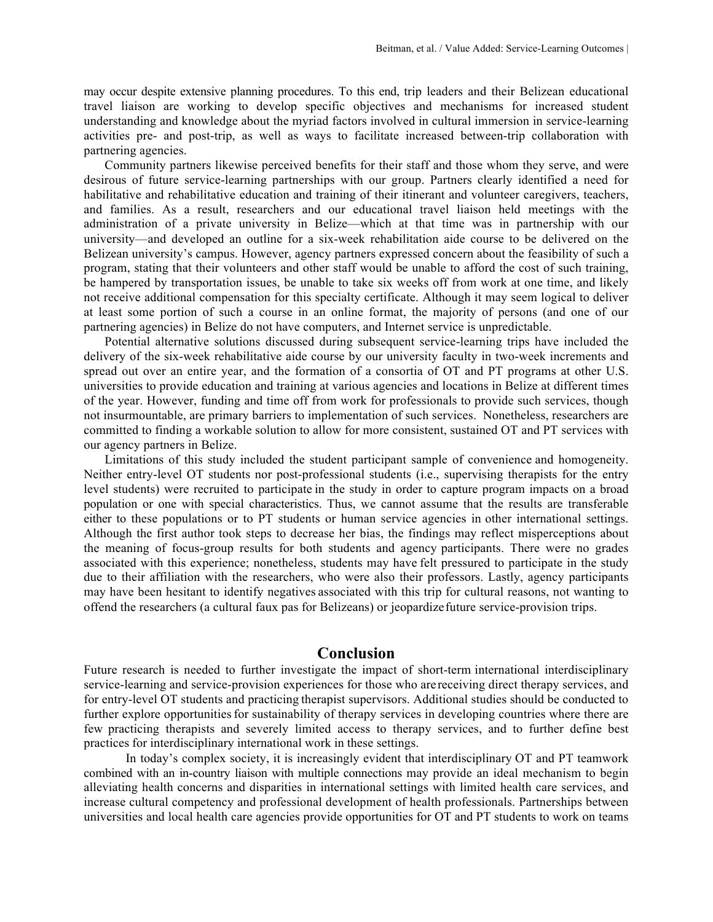may occur despite extensive planning procedures. To this end, trip leaders and their Belizean educational travel liaison are working to develop specific objectives and mechanisms for increased student understanding and knowledge about the myriad factors involved in cultural immersion in service-learning activities pre- and post-trip, as well as ways to facilitate increased between-trip collaboration with partnering agencies.

Community partners likewise perceived benefits for their staff and those whom they serve, and were desirous of future service-learning partnerships with our group. Partners clearly identified a need for habilitative and rehabilitative education and training of their itinerant and volunteer caregivers, teachers, and families. As a result, researchers and our educational travel liaison held meetings with the administration of a private university in Belize—which at that time was in partnership with our university—and developed an outline for a six-week rehabilitation aide course to be delivered on the Belizean university's campus. However, agency partners expressed concern about the feasibility of such a program, stating that their volunteers and other staff would be unable to afford the cost of such training, be hampered by transportation issues, be unable to take six weeks off from work at one time, and likely not receive additional compensation for this specialty certificate. Although it may seem logical to deliver at least some portion of such a course in an online format, the majority of persons (and one of our partnering agencies) in Belize do not have computers, and Internet service is unpredictable.

Potential alternative solutions discussed during subsequent service-learning trips have included the delivery of the six-week rehabilitative aide course by our university faculty in two-week increments and spread out over an entire year, and the formation of a consortia of OT and PT programs at other U.S. universities to provide education and training at various agencies and locations in Belize at different times of the year. However, funding and time off from work for professionals to provide such services, though not insurmountable, are primary barriers to implementation of such services. Nonetheless, researchers are committed to finding a workable solution to allow for more consistent, sustained OT and PT services with our agency partners in Belize.

Limitations of this study included the student participant sample of convenience and homogeneity. Neither entry-level OT students nor post-professional students (i.e., supervising therapists for the entry level students) were recruited to participate in the study in order to capture program impacts on a broad population or one with special characteristics. Thus, we cannot assume that the results are transferable either to these populations or to PT students or human service agencies in other international settings. Although the first author took steps to decrease her bias, the findings may reflect misperceptions about the meaning of focus-group results for both students and agency participants. There were no grades associated with this experience; nonetheless, students may have felt pressured to participate in the study due to their affiliation with the researchers, who were also their professors. Lastly, agency participants may have been hesitant to identify negatives associated with this trip for cultural reasons, not wanting to offend the researchers (a cultural faux pas for Belizeans) or jeopardize future service-provision trips.

## Conclusion

Future research is needed to further investigate the impact of short-term international interdisciplinary service-learning and service-provision experiences for those who are receiving direct therapy services, and for entry-level OT students and practicing therapist supervisors. Additional studies should be conducted to further explore opportunities for sustainability of therapy services in developing countries where there are few practicing therapists and severely limited access to therapy services, and to further define best practices for interdisciplinary international work in these settings.

In today's complex society, it is increasingly evident that interdisciplinary OT and PT teamwork combined with an in-country liaison with multiple connections may provide an ideal mechanism to begin alleviating health concerns and disparities in international settings with limited health care services, and increase cultural competency and professional development of health professionals. Partnerships between universities and local health care agencies provide opportunities for OT and PT students to work on teams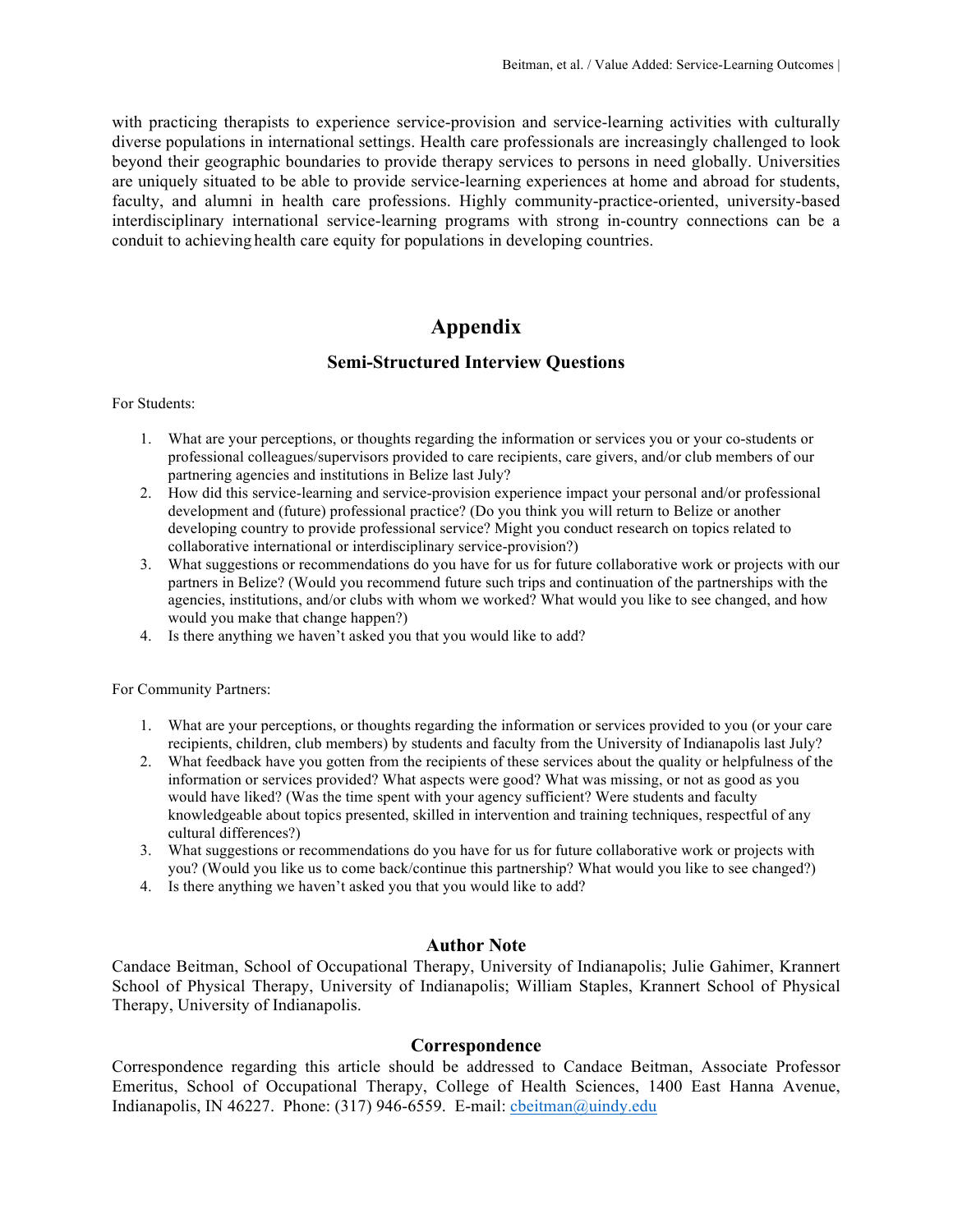with practicing therapists to experience service-provision and service-learning activities with culturally diverse populations in international settings. Health care professionals are increasingly challenged to look beyond their geographic boundaries to provide therapy services to persons in need globally. Universities are uniquely situated to be able to provide service-learning experiences at home and abroad for students, faculty, and alumni in health care professions. Highly community-practice-oriented, university-based interdisciplinary international service-learning programs with strong in-country connections can be a conduit to achieving health care equity for populations in developing countries.

# Appendix

## Semi-Structured Interview Questions

For Students:

1. What are your perceptions, or thoughts regarding the information or services you or your co-students or professional colleagues/supervisors provided to care recipients, care givers, and/or club members of our partnering agencies and institutions in Belize last July?
2. How did this service-learning and service-provision experience impact your personal and/or professional development and (future) professional practice? (Do you think you will return to Belize or another developing country to provide professional service? Might you conduct research on topics related to collaborative international or interdisciplinary service-provision?)
3. What suggestions or recommendations do you have for us for future collaborative work or projects with our partners in Belize? (Would you recommend future such trips and continuation of the partnerships with the agencies, institutions, and/or clubs with whom we worked? What would you like to see changed, and how would you make that change happen?)
4. Is there anything we haven't asked you that you would like to add?

For Community Partners:

1. What are your perceptions, or thoughts regarding the information or services provided to you (or your care recipients, children, club members) by students and faculty from the University of Indianapolis last July?
2. What feedback have you gotten from the recipients of these services about the quality or helpfulness of the information or services provided? What aspects were good? What was missing, or not as good as you would have liked? (Was the time spent with your agency sufficient? Were students and faculty knowledgeable about topics presented, skilled in intervention and training techniques, respectful of any cultural differences?)
3. What suggestions or recommendations do you have for us for future collaborative work or projects with you? (Would you like us to come back/continue this partnership? What would you like to see changed?)
4. Is there anything we haven't asked you that you would like to add?

### Author Note

Candace Beitman, School of Occupational Therapy, University of Indianapolis; Julie Gahimer, Krannert School of Physical Therapy, University of Indianapolis; William Staples, Krannert School of Physical Therapy, University of Indianapolis.

### Correspondence

Correspondence regarding this article should be addressed to Candace Beitman, Associate Professor Emeritus, School of Occupational Therapy, College of Health Sciences, 1400 East Hanna Avenue, Indianapolis, IN 46227. Phone: (317) 946-6559. E-mail: cbeitman@uindy.edu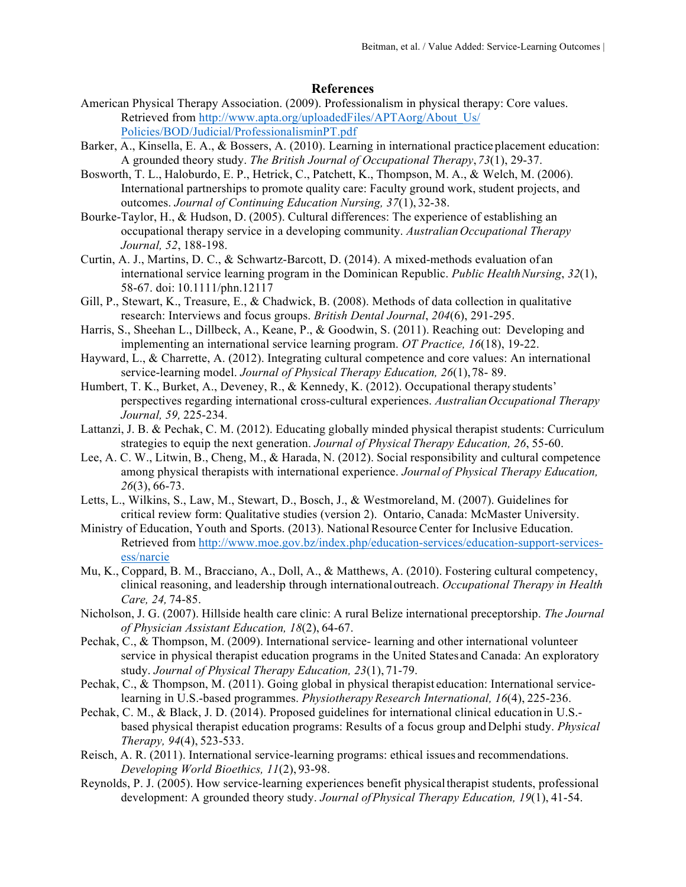## References

American Physical Therapy Association. (2009). Professionalism in physical therapy: Core values. Retrieved from http://www.apta.org/uploadedFiles/APTAorg/About_Us/Policies/BOD/Judicial/ProfessionalisminPT.pdf

Barker, A., Kinsella, E. A., & Bossers, A. (2010). Learning in international practice placement education: A grounded theory study. *The British Journal of Occupational Therapy*, *73*(1), 29-37.

Bosworth, T. L., Haloburdo, E. P., Hetrick, C., Patchett, K., Thompson, M. A., & Welch, M. (2006). International partnerships to promote quality care: Faculty ground work, student projects, and outcomes. *Journal of Continuing Education Nursing, 37*(1), 32-38.

Bourke-Taylor, H., & Hudson, D. (2005). Cultural differences: The experience of establishing an occupational therapy service in a developing community. *Australian Occupational Therapy Journal, 52*, 188-198.

Curtin, A. J., Martins, D. C., & Schwartz-Barcott, D. (2014). A mixed-methods evaluation of an international service learning program in the Dominican Republic. *Public Health Nursing*, *32*(1), 58-67. doi: 10.1111/phn.12117

Gill, P., Stewart, K., Treasure, E., & Chadwick, B. (2008). Methods of data collection in qualitative research: Interviews and focus groups. *British Dental Journal*, *204*(6), 291-295.

Harris, S., Sheehan L., Dillbeck, A., Keane, P., & Goodwin, S. (2011). Reaching out: Developing and implementing an international service learning program. *OT Practice, 16*(18), 19-22.

Hayward, L., & Charrette, A. (2012). Integrating cultural competence and core values: An international service-learning model. *Journal of Physical Therapy Education, 26*(1), 78- 89.

Humbert, T. K., Burket, A., Deveney, R., & Kennedy, K. (2012). Occupational therapy students' perspectives regarding international cross-cultural experiences. *Australian Occupational Therapy Journal, 59,* 225-234.

Lattanzi, J. B. & Pechak, C. M. (2012). Educating globally minded physical therapist students: Curriculum strategies to equip the next generation. *Journal of Physical Therapy Education, 26*, 55-60.

Lee, A. C. W., Litwin, B., Cheng, M., & Harada, N. (2012). Social responsibility and cultural competence among physical therapists with international experience. *Journal of Physical Therapy Education, 26*(3), 66-73.

Letts, L., Wilkins, S., Law, M., Stewart, D., Bosch, J., & Westmoreland, M. (2007). Guidelines for critical review form: Qualitative studies (version 2). Ontario, Canada: McMaster University.

Ministry of Education, Youth and Sports. (2013). National Resource Center for Inclusive Education. Retrieved from http://www.moe.gov.bz/index.php/education-services/education-support-services-ess/narcie

Mu, K., Coppard, B. M., Bracciano, A., Doll, A., & Matthews, A. (2010). Fostering cultural competency, clinical reasoning, and leadership through international outreach. *Occupational Therapy in Health Care, 24,* 74-85.

Nicholson, J. G. (2007). Hillside health care clinic: A rural Belize international preceptorship. *The Journal of Physician Assistant Education, 18*(2), 64-67.

Pechak, C., & Thompson, M. (2009). International service- learning and other international volunteer service in physical therapist education programs in the United States and Canada: An exploratory study. *Journal of Physical Therapy Education, 23*(1), 71-79.

Pechak, C., & Thompson, M. (2011). Going global in physical therapist education: International service-learning in U.S.-based programmes. *Physiotherapy Research International, 16*(4), 225-236.

Pechak, C. M., & Black, J. D. (2014). Proposed guidelines for international clinical education in U.S.-based physical therapist education programs: Results of a focus group and Delphi study. *Physical Therapy, 94*(4), 523-533.

Reisch, A. R. (2011). International service-learning programs: ethical issues and recommendations. *Developing World Bioethics, 11*(2), 93-98.

Reynolds, P. J. (2005). How service-learning experiences benefit physical therapist students, professional development: A grounded theory study. *Journal of Physical Therapy Education, 19*(1), 41-54.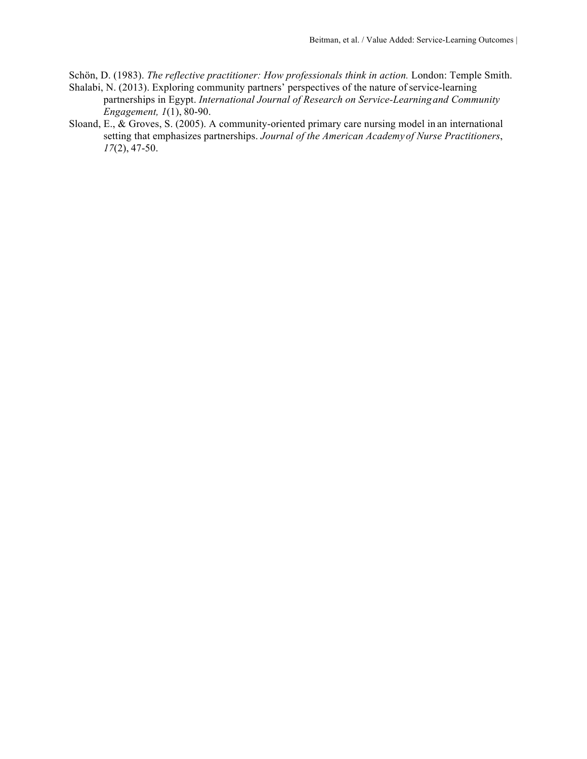Schön, D. (1983). *The reflective practitioner: How professionals think in action.* London: Temple Smith.

Shalabi, N. (2013). Exploring community partners' perspectives of the nature of service-learning partnerships in Egypt. *International Journal of Research on Service-Learning and Community Engagement, 1*(1), 80-90.

Sloand, E., & Groves, S. (2005). A community-oriented primary care nursing model in an international setting that emphasizes partnerships. *Journal of the American Academy of Nurse Practitioners*, *17*(2), 47-50.